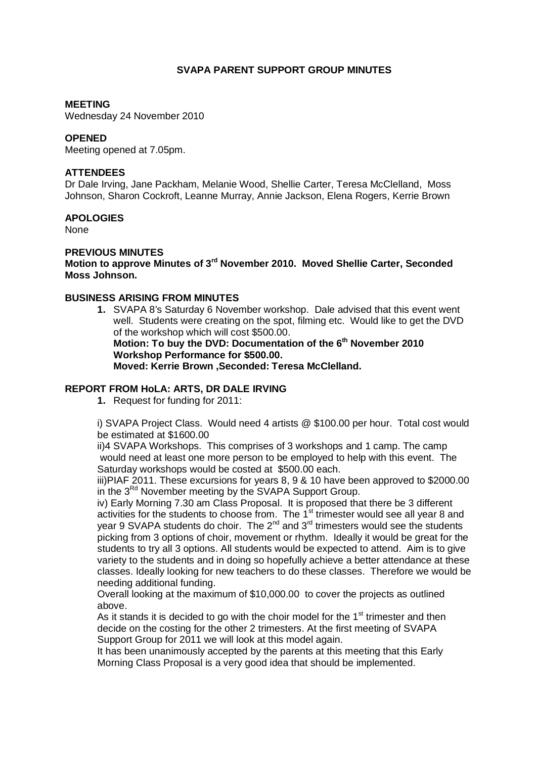# SVAPA PARENT SUPPORT GROUP MINUTES

**MEETING**

Wednesday 24 November 2010

**OPENED**

Meeting opened at 7.05pm.

**ATTENDEES**

Dr Dale Irving, Jane Packham, Melanie Wood, Shellie Carter, Teresa McClelland, Moss Johnson, Sharon Cockroft, Leanne Murray, Annie Jackson, Elena Rogers, Kerrie Brown

**APOLOGIES**

None

**PREVIOUS MINUTES**

**Motion to approve Minutes of 3rd November 2010. Moved Shellie Carter, Seconded Moss Johnson.**

**BUSINESS ARISING FROM MINUTES**

1. SVAPA 8's Saturday 6 November workshop. Dale advised that this event went well. Students were creating on the spot, filming etc. Would like to get the DVD of the workshop which will cost $500.00.
   **Motion: To buy the DVD: Documentation of the 6th November 2010 Workshop Performance for $500.00.**
   **Moved: Kerrie Brown ,Seconded: Teresa McClelland.**

**REPORT FROM HoLA: ARTS, DR DALE IRVING**

1. Request for funding for 2011:

i) SVAPA Project Class. Would need 4 artists @ $100.00 per hour. Total cost would be estimated at $1600.00

ii)4 SVAPA Workshops. This comprises of 3 workshops and 1 camp. The camp would need at least one more person to be employed to help with this event. The Saturday workshops would be costed at $500.00 each.

iii)PIAF 2011. These excursions for years 8, 9 & 10 have been approved to $2000.00 in the 3Rd November meeting by the SVAPA Support Group.

iv) Early Morning 7.30 am Class Proposal. It is proposed that there be 3 different activities for the students to choose from. The 1st trimester would see all year 8 and year 9 SVAPA students do choir. The 2nd and 3rd trimesters would see the students picking from 3 options of choir, movement or rhythm. Ideally it would be great for the students to try all 3 options. All students would be expected to attend. Aim is to give variety to the students and in doing so hopefully achieve a better attendance at these classes. Ideally looking for new teachers to do these classes. Therefore we would be needing additional funding.

Overall looking at the maximum of $10,000.00 to cover the projects as outlined above.

As it stands it is decided to go with the choir model for the 1st trimester and then decide on the costing for the other 2 trimesters. At the first meeting of SVAPA Support Group for 2011 we will look at this model again.

It has been unanimously accepted by the parents at this meeting that this Early Morning Class Proposal is a very good idea that should be implemented.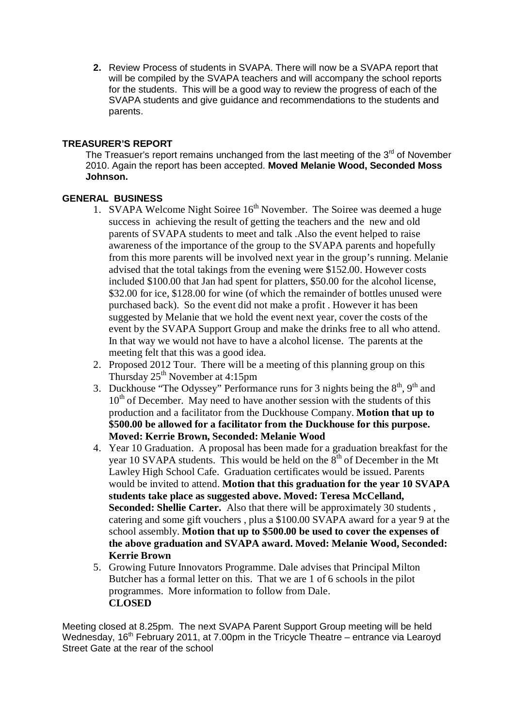2. Review Process of students in SVAPA. There will now be a SVAPA report that will be compiled by the SVAPA teachers and will accompany the school reports for the students. This will be a good way to review the progress of each of the SVAPA students and give guidance and recommendations to the students and parents.

**TREASURER'S REPORT**

The Treasuer's report remains unchanged from the last meeting of the 3rd of November 2010. Again the report has been accepted. **Moved Melanie Wood, Seconded Moss Johnson.**

**GENERAL BUSINESS**

1. SVAPA Welcome Night Soiree 16th November. The Soiree was deemed a huge success in achieving the result of getting the teachers and the new and old parents of SVAPA students to meet and talk .Also the event helped to raise awareness of the importance of the group to the SVAPA parents and hopefully from this more parents will be involved next year in the group's running. Melanie advised that the total takings from the evening were $152.00. However costs included $100.00 that Jan had spent for platters, $50.00 for the alcohol license, $32.00 for ice, $128.00 for wine (of which the remainder of bottles unused were purchased back). So the event did not make a profit . However it has been suggested by Melanie that we hold the event next year, cover the costs of the event by the SVAPA Support Group and make the drinks free to all who attend. In that way we would not have to have a alcohol license. The parents at the meeting felt that this was a good idea.
2. Proposed 2012 Tour. There will be a meeting of this planning group on this Thursday 25th November at 4:15pm
3. Duckhouse "The Odyssey" Performance runs for 3 nights being the 8th, 9th and 10th of December. May need to have another session with the students of this production and a facilitator from the Duckhouse Company. **Motion that up to $500.00 be allowed for a facilitator from the Duckhouse for this purpose. Moved: Kerrie Brown, Seconded: Melanie Wood**
4. Year 10 Graduation. A proposal has been made for a graduation breakfast for the year 10 SVAPA students. This would be held on the 8th of December in the Mt Lawley High School Cafe. Graduation certificates would be issued. Parents would be invited to attend. **Motion that this graduation for the year 10 SVAPA students take place as suggested above. Moved: Teresa McCelland, Seconded: Shellie Carter.** Also that there will be approximately 30 students , catering and some gift vouchers , plus a $100.00 SVAPA award for a year 9 at the school assembly. **Motion that up to $500.00 be used to cover the expenses of the above graduation and SVAPA award. Moved: Melanie Wood, Seconded: Kerrie Brown**
5. Growing Future Innovators Programme. Dale advises that Principal Milton Butcher has a formal letter on this. That we are 1 of 6 schools in the pilot programmes. More information to follow from Dale.
   **CLOSED**

Meeting closed at 8.25pm. The next SVAPA Parent Support Group meeting will be held Wednesday, 16th February 2011, at 7.00pm in the Tricycle Theatre – entrance via Learoyd Street Gate at the rear of the school